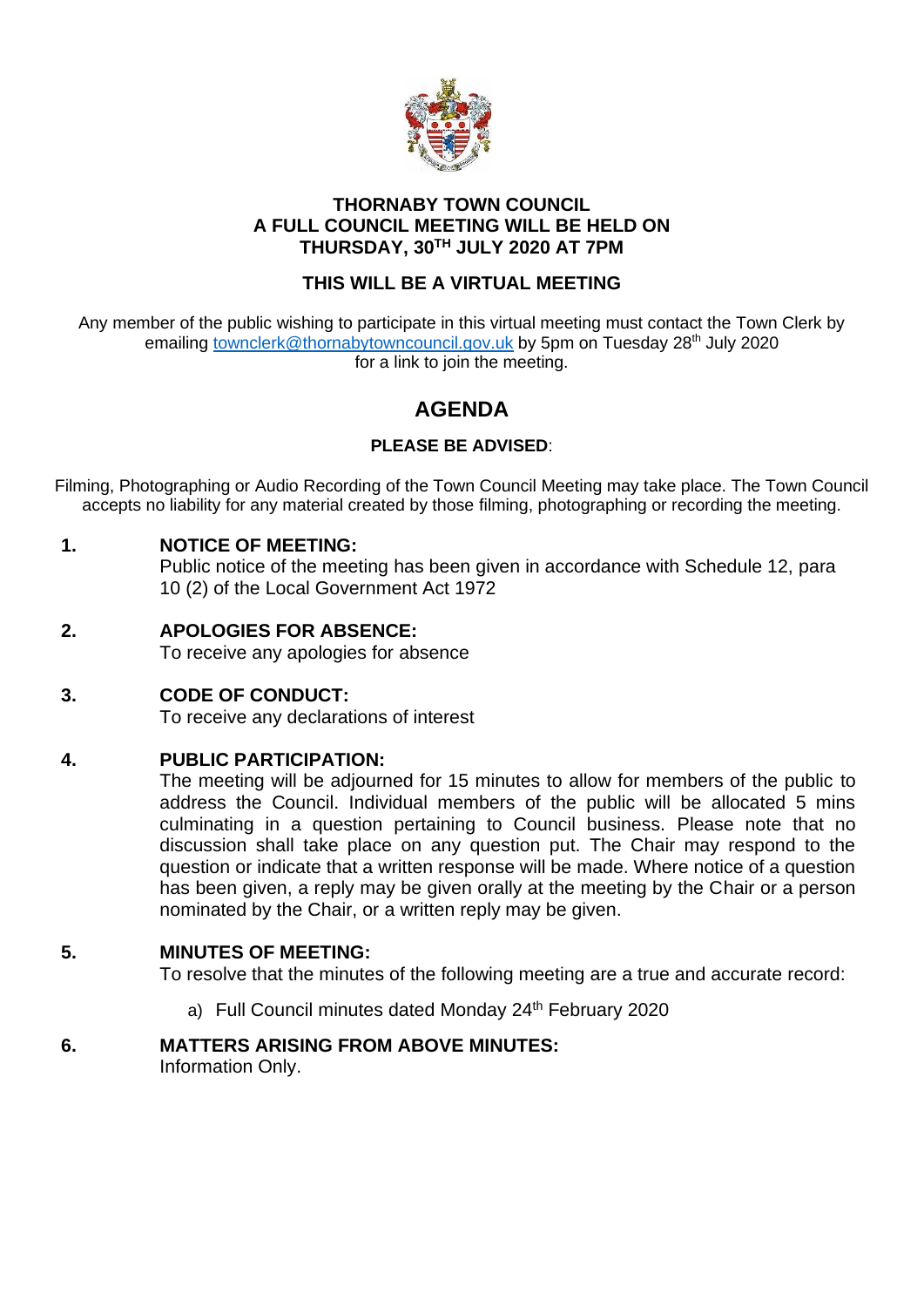**THORNABY TOWN COUNCIL**
**A FULL COUNCIL MEETING WILL BE HELD ON**
**THURSDAY, 30TH JULY 2020 AT 7PM**

**THIS WILL BE A VIRTUAL MEETING**

Any member of the public wishing to participate in this virtual meeting must contact the Town Clerk by emailing [townclerk@thornabytowncouncil.gov.uk](mailto:townclerk@thornabytowncouncil.gov.uk) by 5pm on Tuesday 28th July 2020 for a link to join the meeting.

# AGENDA

**PLEASE BE ADVISED**:

Filming, Photographing or Audio Recording of the Town Council Meeting may take place. The Town Council accepts no liability for any material created by those filming, photographing or recording the meeting.

**1. NOTICE OF MEETING:**
Public notice of the meeting has been given in accordance with Schedule 12, para 10 (2) of the Local Government Act 1972

**2. APOLOGIES FOR ABSENCE:**
To receive any apologies for absence

**3. CODE OF CONDUCT:**
To receive any declarations of interest

**4. PUBLIC PARTICIPATION:**
The meeting will be adjourned for 15 minutes to allow for members of the public to address the Council. Individual members of the public will be allocated 5 mins culminating in a question pertaining to Council business. Please note that no discussion shall take place on any question put. The Chair may respond to the question or indicate that a written response will be made. Where notice of a question has been given, a reply may be given orally at the meeting by the Chair or a person nominated by the Chair, or a written reply may be given.

**5. MINUTES OF MEETING:**
To resolve that the minutes of the following meeting are a true and accurate record:

a) Full Council minutes dated Monday 24th February 2020

**6. MATTERS ARISING FROM ABOVE MINUTES:**
Information Only.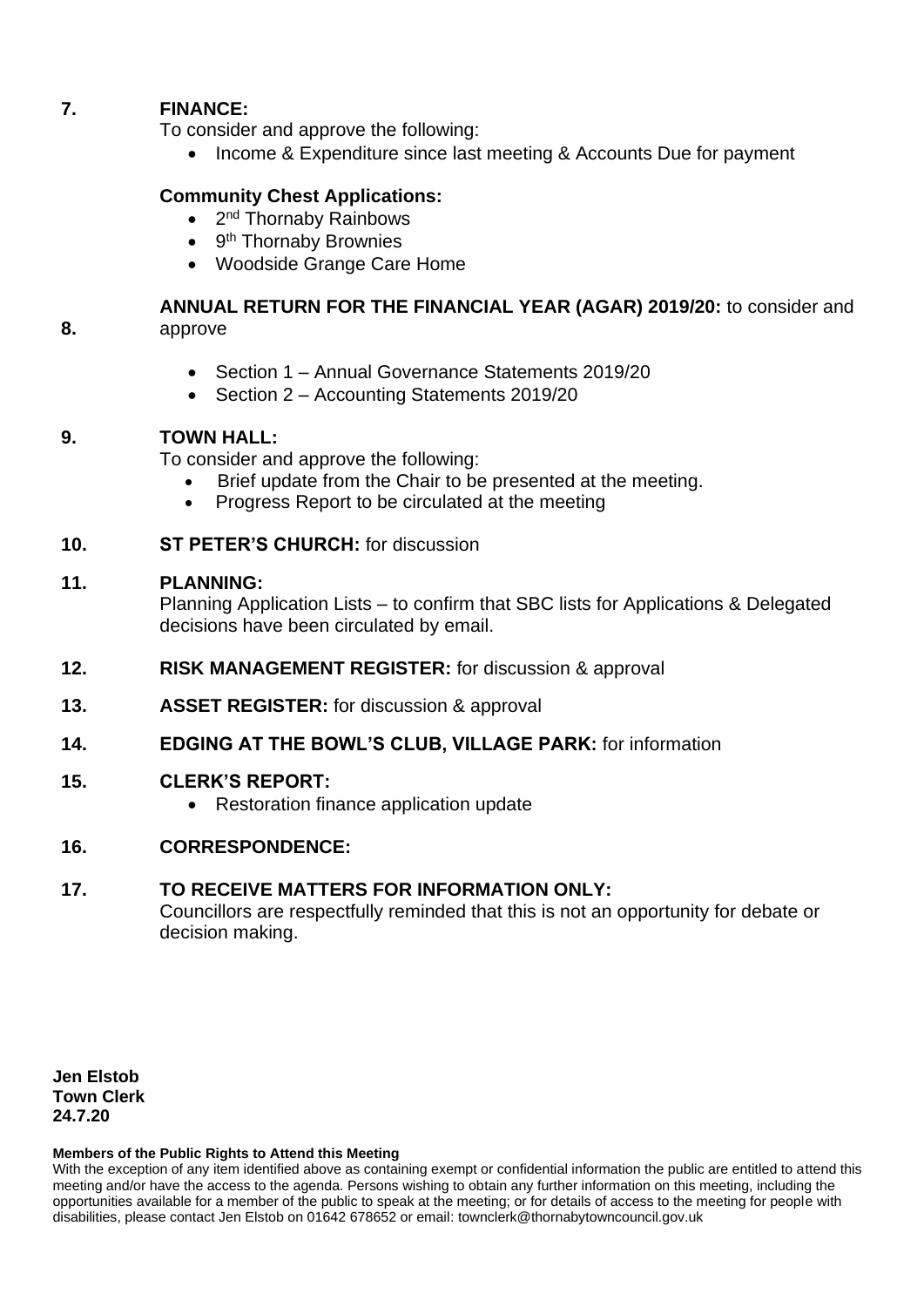**7. FINANCE:**

To consider and approve the following:

- Income & Expenditure since last meeting & Accounts Due for payment

**Community Chest Applications:**

- 2nd Thornaby Rainbows
- 9th Thornaby Brownies
- Woodside Grange Care Home

**8. ANNUAL RETURN FOR THE FINANCIAL YEAR (AGAR) 2019/20:** to consider and approve

- Section 1 – Annual Governance Statements 2019/20
- Section 2 – Accounting Statements 2019/20

**9. TOWN HALL:**

To consider and approve the following:

- Brief update from the Chair to be presented at the meeting.
- Progress Report to be circulated at the meeting

**10. ST PETER'S CHURCH:** for discussion

**11. PLANNING:**

Planning Application Lists – to confirm that SBC lists for Applications & Delegated decisions have been circulated by email.

**12. RISK MANAGEMENT REGISTER:** for discussion & approval

**13. ASSET REGISTER:** for discussion & approval

**14. EDGING AT THE BOWL'S CLUB, VILLAGE PARK:** for information

**15. CLERK'S REPORT:**

- Restoration finance application update

**16. CORRESPONDENCE:**

**17. TO RECEIVE MATTERS FOR INFORMATION ONLY:**

Councillors are respectfully reminded that this is not an opportunity for debate or decision making.

**Jen Elstob**
**Town Clerk**
**24.7.20**

**Members of the Public Rights to Attend this Meeting**

With the exception of any item identified above as containing exempt or confidential information the public are entitled to attend this meeting and/or have the access to the agenda. Persons wishing to obtain any further information on this meeting, including the opportunities available for a member of the public to speak at the meeting; or for details of access to the meeting for people with disabilities, please contact Jen Elstob on 01642 678652 or email: townclerk@thornabytowncouncil.gov.uk